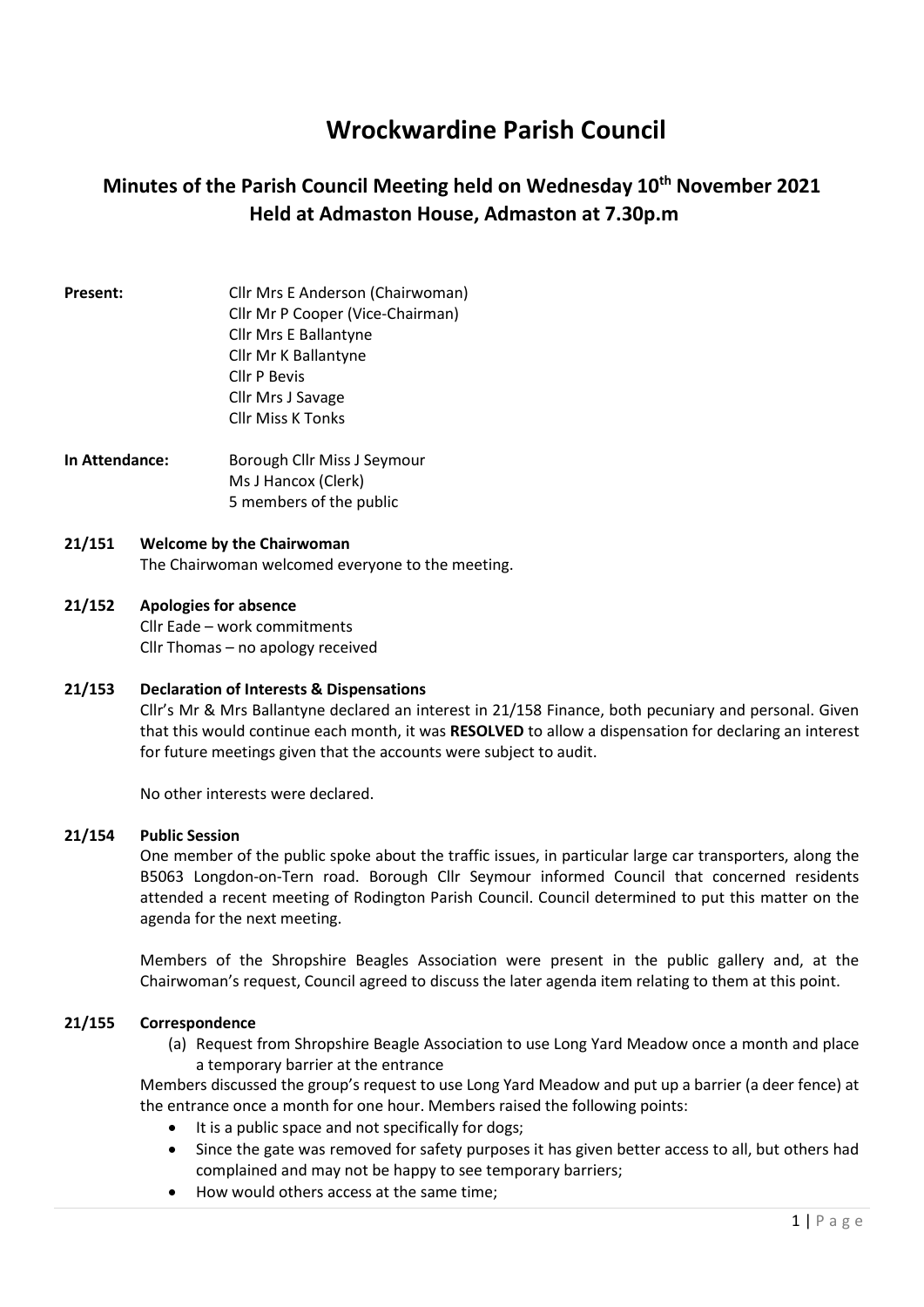# Wrockwardine Parish Council

## Minutes of the Parish Council Meeting held on Wednesday 10th November 2021 Held at Admaston House, Admaston at 7.30p.m

**Present:**
Cllr Mrs E Anderson (Chairwoman)
Cllr Mr P Cooper (Vice-Chairman)
Cllr Mrs E Ballantyne
Cllr Mr K Ballantyne
Cllr P Bevis
Cllr Mrs J Savage
Cllr Miss K Tonks

**In Attendance:**
Borough Cllr Miss J Seymour
Ms J Hancox (Clerk)
5 members of the public

**21/151 Welcome by the Chairwoman**

The Chairwoman welcomed everyone to the meeting.

**21/152 Apologies for absence**

Cllr Eade – work commitments
Cllr Thomas – no apology received

**21/153 Declaration of Interests & Dispensations**

Cllr's Mr & Mrs Ballantyne declared an interest in 21/158 Finance, both pecuniary and personal. Given that this would continue each month, it was **RESOLVED** to allow a dispensation for declaring an interest for future meetings given that the accounts were subject to audit.

No other interests were declared.

**21/154 Public Session**

One member of the public spoke about the traffic issues, in particular large car transporters, along the B5063 Longdon-on-Tern road. Borough Cllr Seymour informed Council that concerned residents attended a recent meeting of Rodington Parish Council. Council determined to put this matter on the agenda for the next meeting.

Members of the Shropshire Beagles Association were present in the public gallery and, at the Chairwoman's request, Council agreed to discuss the later agenda item relating to them at this point.

**21/155 Correspondence**

(a) Request from Shropshire Beagle Association to use Long Yard Meadow once a month and place a temporary barrier at the entrance

Members discussed the group's request to use Long Yard Meadow and put up a barrier (a deer fence) at the entrance once a month for one hour. Members raised the following points:

- It is a public space and not specifically for dogs;
- Since the gate was removed for safety purposes it has given better access to all, but others had complained and may not be happy to see temporary barriers;
- How would others access at the same time;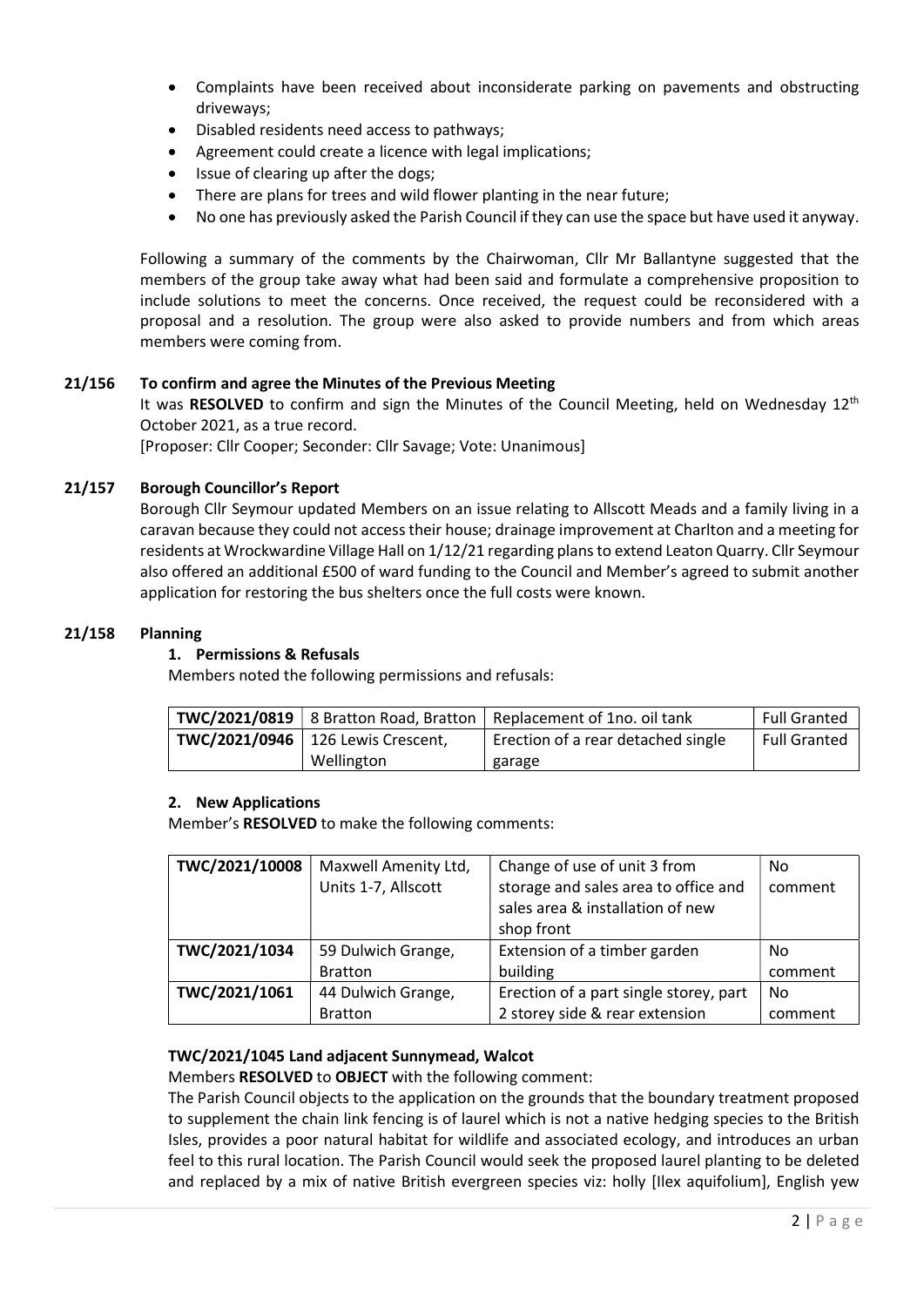- Complaints have been received about inconsiderate parking on pavements and obstructing driveways;
- Disabled residents need access to pathways;
- Agreement could create a licence with legal implications;
- Issue of clearing up after the dogs;
- There are plans for trees and wild flower planting in the near future;
- No one has previously asked the Parish Council if they can use the space but have used it anyway.

Following a summary of the comments by the Chairwoman, Cllr Mr Ballantyne suggested that the members of the group take away what had been said and formulate a comprehensive proposition to include solutions to meet the concerns. Once received, the request could be reconsidered with a proposal and a resolution. The group were also asked to provide numbers and from which areas members were coming from.

**21/156 To confirm and agree the Minutes of the Previous Meeting**

It was **RESOLVED** to confirm and sign the Minutes of the Council Meeting, held on Wednesday 12th October 2021, as a true record.

[Proposer: Cllr Cooper; Seconder: Cllr Savage; Vote: Unanimous]

**21/157 Borough Councillor's Report**

Borough Cllr Seymour updated Members on an issue relating to Allscott Meads and a family living in a caravan because they could not access their house; drainage improvement at Charlton and a meeting for residents at Wrockwardine Village Hall on 1/12/21 regarding plans to extend Leaton Quarry. Cllr Seymour also offered an additional £500 of ward funding to the Council and Member's agreed to submit another application for restoring the bus shelters once the full costs were known.

**21/158 Planning**

**1. Permissions & Refusals**

Members noted the following permissions and refusals:

| | | | |
|---|---|---|---|
| **TWC/2021/0819** | 8 Bratton Road, Bratton | Replacement of 1no. oil tank | Full Granted |
| **TWC/2021/0946** | 126 Lewis Crescent, Wellington | Erection of a rear detached single garage | Full Granted |

**2. New Applications**

Member's **RESOLVED** to make the following comments:

| | | | |
|---|---|---|---|
| **TWC/2021/10008** | Maxwell Amenity Ltd, Units 1-7, Allscott | Change of use of unit 3 from storage and sales area to office and sales area & installation of new shop front | No comment |
| **TWC/2021/1034** | 59 Dulwich Grange, Bratton | Extension of a timber garden building | No comment |
| **TWC/2021/1061** | 44 Dulwich Grange, Bratton | Erection of a part single storey, part 2 storey side & rear extension | No comment |

**TWC/2021/1045 Land adjacent Sunnymead, Walcot**

Members **RESOLVED** to **OBJECT** with the following comment:

The Parish Council objects to the application on the grounds that the boundary treatment proposed to supplement the chain link fencing is of laurel which is not a native hedging species to the British Isles, provides a poor natural habitat for wildlife and associated ecology, and introduces an urban feel to this rural location. The Parish Council would seek the proposed laurel planting to be deleted and replaced by a mix of native British evergreen species viz: holly [Ilex aquifolium], English yew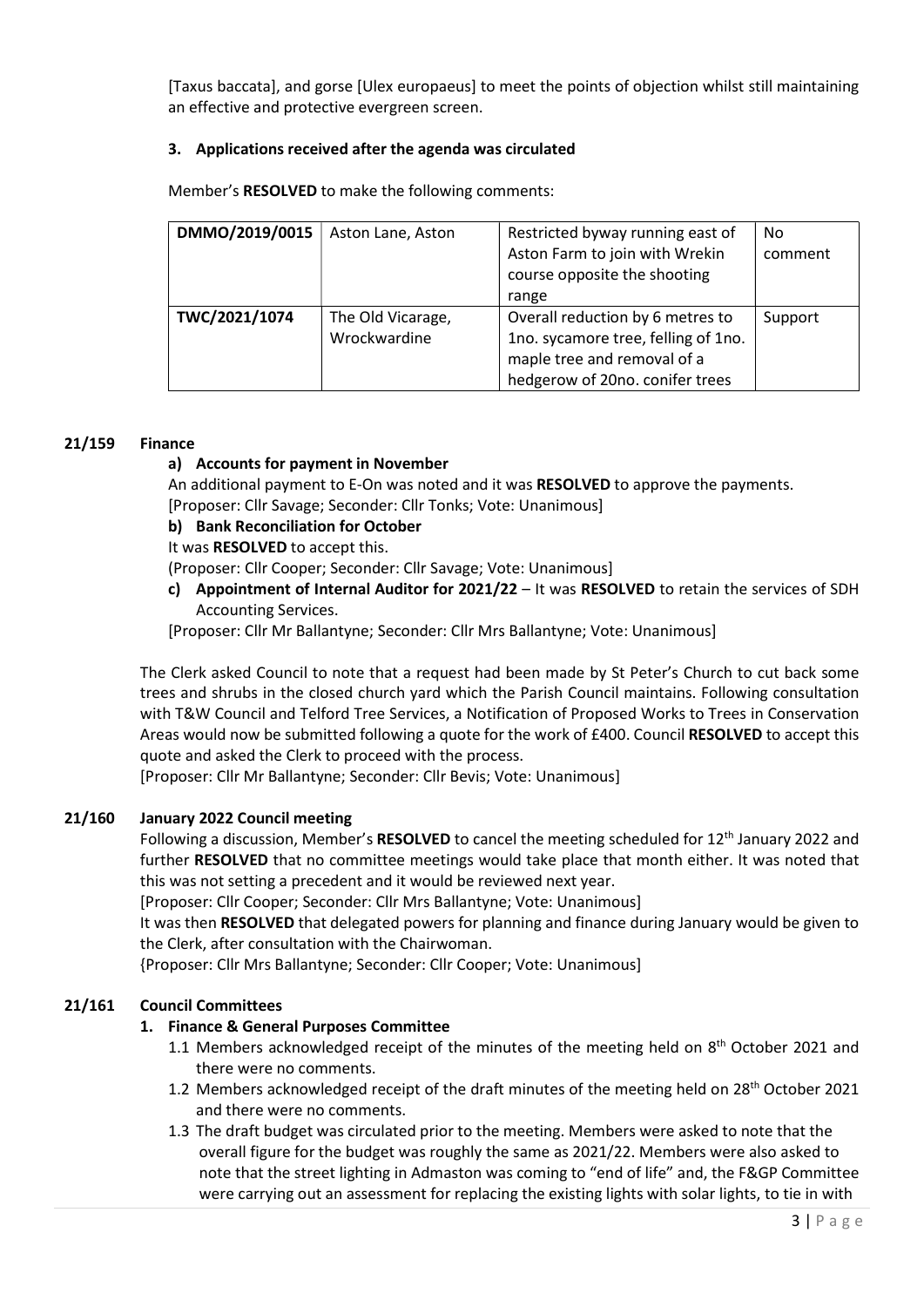[Taxus baccata], and gorse [Ulex europaeus] to meet the points of objection whilst still maintaining an effective and protective evergreen screen.

**3. Applications received after the agenda was circulated**

Member's **RESOLVED** to make the following comments:

| **DMMO/2019/0015** | Aston Lane, Aston | Restricted byway running east of Aston Farm to join with Wrekin course opposite the shooting range | No comment |
|---|---|---|---|
| **TWC/2021/1074** | The Old Vicarage, Wrockwardine | Overall reduction by 6 metres to 1no. sycamore tree, felling of 1no. maple tree and removal of a hedgerow of 20no. conifer trees | Support |

**21/159 Finance**

**a) Accounts for payment in November**

An additional payment to E-On was noted and it was **RESOLVED** to approve the payments.
[Proposer: Cllr Savage; Seconder: Cllr Tonks; Vote: Unanimous]

**b) Bank Reconciliation for October**

It was **RESOLVED** to accept this.
(Proposer: Cllr Cooper; Seconder: Cllr Savage; Vote: Unanimous]

**c) Appointment of Internal Auditor for 2021/22** – It was **RESOLVED** to retain the services of SDH Accounting Services.

[Proposer: Cllr Mr Ballantyne; Seconder: Cllr Mrs Ballantyne; Vote: Unanimous]

The Clerk asked Council to note that a request had been made by St Peter's Church to cut back some trees and shrubs in the closed church yard which the Parish Council maintains. Following consultation with T&W Council and Telford Tree Services, a Notification of Proposed Works to Trees in Conservation Areas would now be submitted following a quote for the work of £400. Council **RESOLVED** to accept this quote and asked the Clerk to proceed with the process.
[Proposer: Cllr Mr Ballantyne; Seconder: Cllr Bevis; Vote: Unanimous]

**21/160 January 2022 Council meeting**

Following a discussion, Member's **RESOLVED** to cancel the meeting scheduled for 12th January 2022 and further **RESOLVED** that no committee meetings would take place that month either. It was noted that this was not setting a precedent and it would be reviewed next year.
[Proposer: Cllr Cooper; Seconder: Cllr Mrs Ballantyne; Vote: Unanimous]
It was then **RESOLVED** that delegated powers for planning and finance during January would be given to the Clerk, after consultation with the Chairwoman.
{Proposer: Cllr Mrs Ballantyne; Seconder: Cllr Cooper; Vote: Unanimous]

**21/161 Council Committees**

**1. Finance & General Purposes Committee**

1.1 Members acknowledged receipt of the minutes of the meeting held on 8th October 2021 and there were no comments.

1.2 Members acknowledged receipt of the draft minutes of the meeting held on 28th October 2021 and there were no comments.

1.3 The draft budget was circulated prior to the meeting. Members were asked to note that the overall figure for the budget was roughly the same as 2021/22. Members were also asked to note that the street lighting in Admaston was coming to "end of life" and, the F&GP Committee were carrying out an assessment for replacing the existing lights with solar lights, to tie in with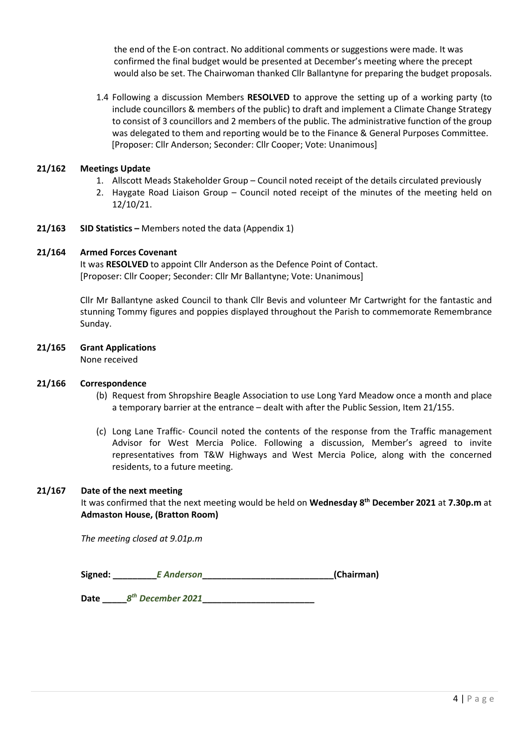the end of the E-on contract. No additional comments or suggestions were made. It was confirmed the final budget would be presented at December's meeting where the precept would also be set. The Chairwoman thanked Cllr Ballantyne for preparing the budget proposals.

1.4 Following a discussion Members **RESOLVED** to approve the setting up of a working party (to include councillors & members of the public) to draft and implement a Climate Change Strategy to consist of 3 councillors and 2 members of the public. The administrative function of the group was delegated to them and reporting would be to the Finance & General Purposes Committee. [Proposer: Cllr Anderson; Seconder: Cllr Cooper; Vote: Unanimous]

**21/162 Meetings Update**

1. Allscott Meads Stakeholder Group – Council noted receipt of the details circulated previously
2. Haygate Road Liaison Group – Council noted receipt of the minutes of the meeting held on 12/10/21.

**21/163 SID Statistics –** Members noted the data (Appendix 1)

**21/164 Armed Forces Covenant**

It was **RESOLVED** to appoint Cllr Anderson as the Defence Point of Contact.
[Proposer: Cllr Cooper; Seconder: Cllr Mr Ballantyne; Vote: Unanimous]

Cllr Mr Ballantyne asked Council to thank Cllr Bevis and volunteer Mr Cartwright for the fantastic and stunning Tommy figures and poppies displayed throughout the Parish to commemorate Remembrance Sunday.

**21/165 Grant Applications**

None received

**21/166 Correspondence**

(b) Request from Shropshire Beagle Association to use Long Yard Meadow once a month and place a temporary barrier at the entrance – dealt with after the Public Session, Item 21/155.

(c) Long Lane Traffic- Council noted the contents of the response from the Traffic management Advisor for West Mercia Police. Following a discussion, Member's agreed to invite representatives from T&W Highways and West Mercia Police, along with the concerned residents, to a future meeting.

**21/167 Date of the next meeting**

It was confirmed that the next meeting would be held on **Wednesday 8th December 2021** at **7.30p.m** at **Admaston House, (Bratton Room)**

*The meeting closed at 9.01p.m*

**Signed:** ___*E Anderson*___ **(Chairman)**

**Date** ___*8th December 2021*___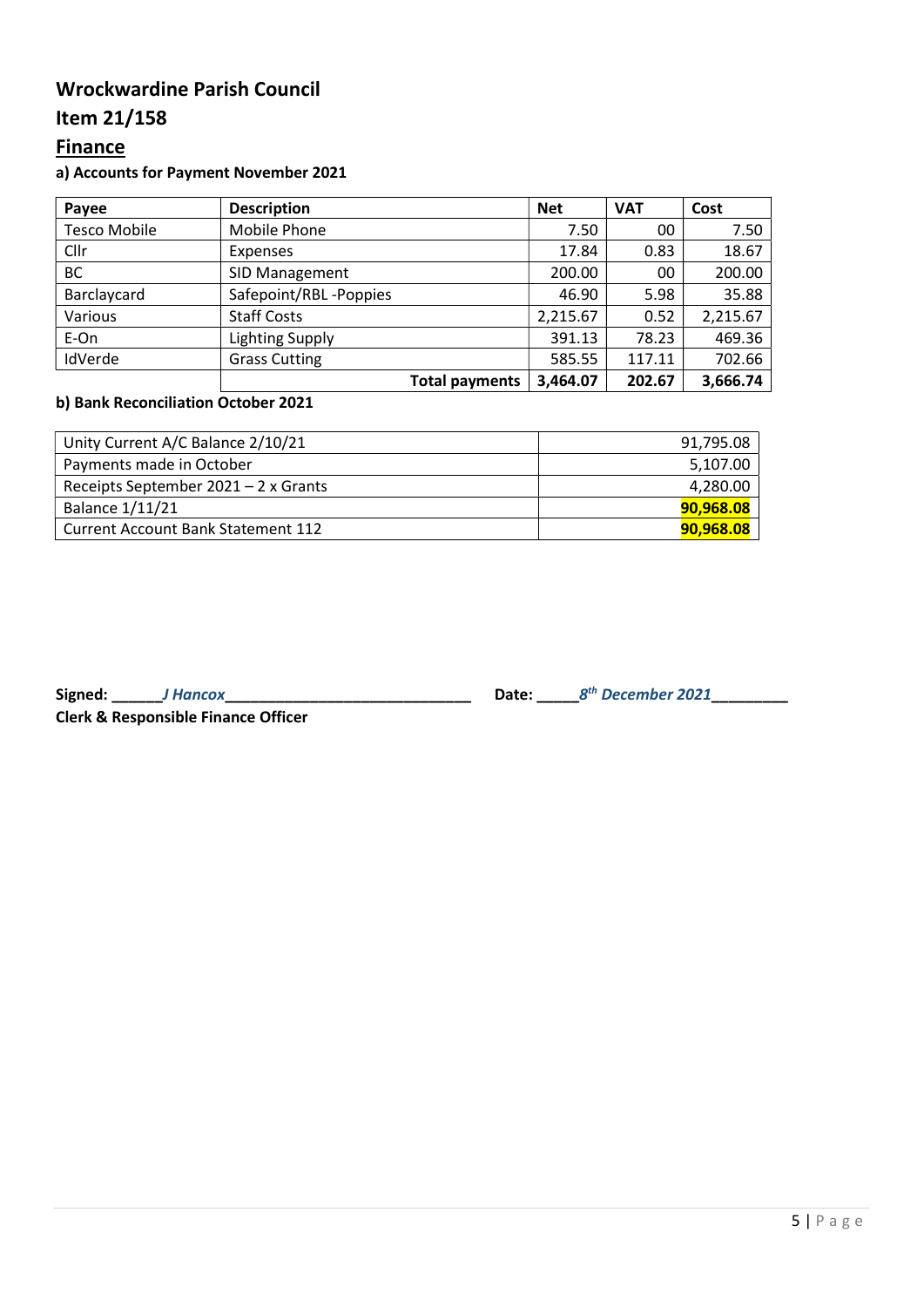# Wrockwardine Parish Council

## Item 21/158

## Finance

**a) Accounts for Payment November 2021**

| Payee | Description | Net | VAT | Cost |
|---|---|---|---|---|
| Tesco Mobile | Mobile Phone | 7.50 | 00 | 7.50 |
| Cllr | Expenses | 17.84 | 0.83 | 18.67 |
| BC | SID Management | 200.00 | 00 | 200.00 |
| Barclaycard | Safepoint/RBL -Poppies | 46.90 | 5.98 | 35.88 |
| Various | Staff Costs | 2,215.67 | 0.52 | 2,215.67 |
| E-On | Lighting Supply | 391.13 | 78.23 | 469.36 |
| IdVerde | Grass Cutting | 585.55 | 117.11 | 702.66 |
| | **Total payments** | **3,464.07** | **202.67** | **3,666.74** |

**b) Bank Reconciliation October 2021**

| | |
|---|---|
| Unity Current A/C Balance 2/10/21 | 91,795.08 |
| Payments made in October | 5,107.00 |
| Receipts September 2021 – 2 x Grants | 4,280.00 |
| Balance 1/11/21 | **90,968.08** |
| Current Account Bank Statement 112 | **90,968.08** |

**Signed:** ______*J Hancox*______________________________ **Date:** _____*8th December 2021*_________

**Clerk & Responsible Finance Officer**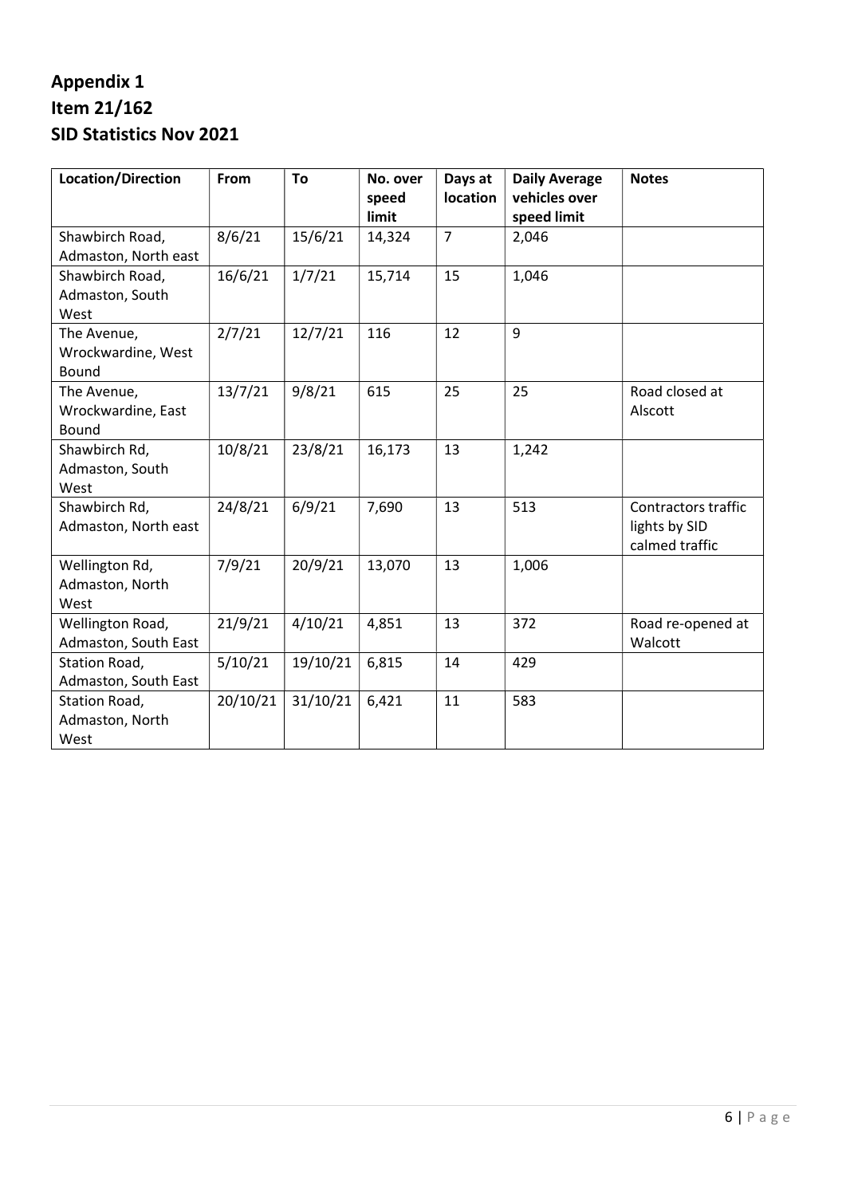# Appendix 1
# Item 21/162
# SID Statistics Nov 2021

| Location/Direction | From | To | No. over speed limit | Days at location | Daily Average vehicles over speed limit | Notes |
|---|---|---|---|---|---|---|
| Shawbirch Road, Admaston, North east | 8/6/21 | 15/6/21 | 14,324 | 7 | 2,046 | |
| Shawbirch Road, Admaston, South West | 16/6/21 | 1/7/21 | 15,714 | 15 | 1,046 | |
| The Avenue, Wrockwardine, West Bound | 2/7/21 | 12/7/21 | 116 | 12 | 9 | |
| The Avenue, Wrockwardine, East Bound | 13/7/21 | 9/8/21 | 615 | 25 | 25 | Road closed at Alscott |
| Shawbirch Rd, Admaston, South West | 10/8/21 | 23/8/21 | 16,173 | 13 | 1,242 | |
| Shawbirch Rd, Admaston, North east | 24/8/21 | 6/9/21 | 7,690 | 13 | 513 | Contractors traffic lights by SID calmed traffic |
| Wellington Rd, Admaston, North West | 7/9/21 | 20/9/21 | 13,070 | 13 | 1,006 | |
| Wellington Road, Admaston, South East | 21/9/21 | 4/10/21 | 4,851 | 13 | 372 | Road re-opened at Walcott |
| Station Road, Admaston, South East | 5/10/21 | 19/10/21 | 6,815 | 14 | 429 | |
| Station Road, Admaston, North West | 20/10/21 | 31/10/21 | 6,421 | 11 | 583 | |